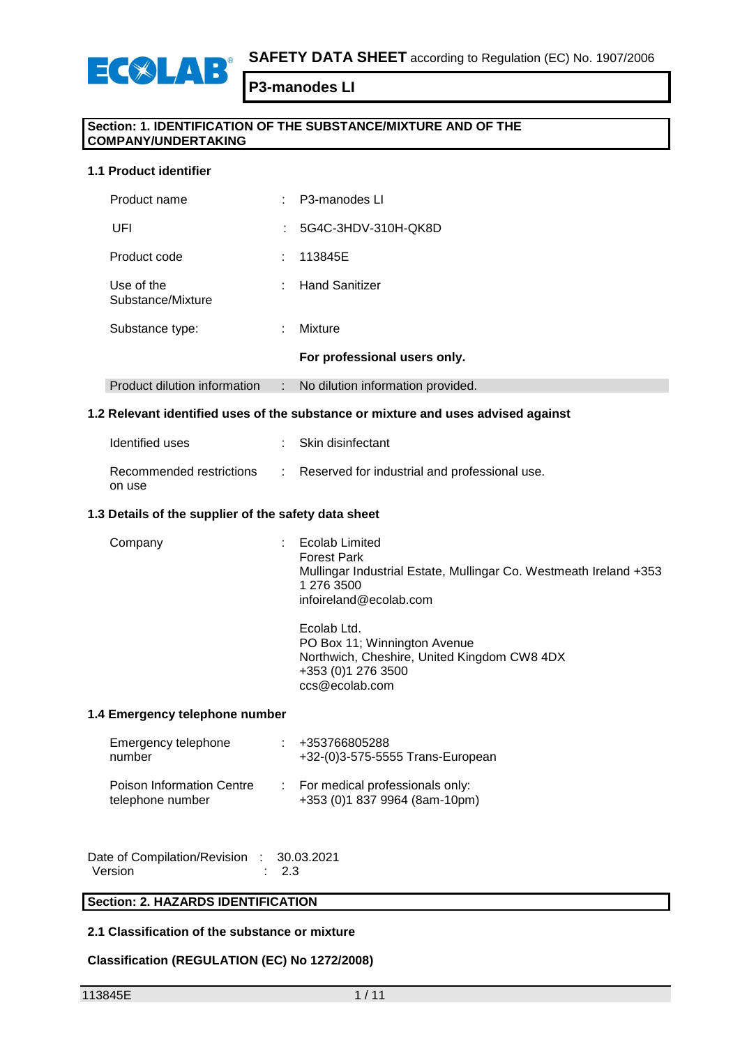**SAFETY DATA SHEET** according to Regulation (EC) No. 1907/2006

**P3-manodes LI**

## Section: 1. IDENTIFICATION OF THE SUBSTANCE/MIXTURE AND OF THE COMPANY/UNDERTAKING

### 1.1 Product identifier

| | | |
|---|---|---|
| Product name | : | P3-manodes LI |
| UFI | : | 5G4C-3HDV-310H-QK8D |
| Product code | : | 113845E |
| Use of the Substance/Mixture | : | Hand Sanitizer |
| Substance type: | : | Mixture |
| | | **For professional users only.** |
| Product dilution information | : | No dilution information provided. |

### 1.2 Relevant identified uses of the substance or mixture and uses advised against

| | | |
|---|---|---|
| Identified uses | : | Skin disinfectant |
| Recommended restrictions on use | : | Reserved for industrial and professional use. |

### 1.3 Details of the supplier of the safety data sheet

Company : Ecolab Limited
Forest Park
Mullingar Industrial Estate, Mullingar Co. Westmeath Ireland +353 1 276 3500
infoireland@ecolab.com

Ecolab Ltd.
PO Box 11; Winnington Avenue
Northwich, Cheshire, United Kingdom CW8 4DX
+353 (0)1 276 3500
ccs@ecolab.com

### 1.4 Emergency telephone number

| | | |
|---|---|---|
| Emergency telephone number | : | +353766805288<br>+32-(0)3-575-5555 Trans-European |
| Poison Information Centre telephone number | : | For medical professionals only:<br>+353 (0)1 837 9964 (8am-10pm) |

Date of Compilation/Revision : 30.03.2021
Version : 2.3

## Section: 2. HAZARDS IDENTIFICATION

### 2.1 Classification of the substance or mixture

**Classification (REGULATION (EC) No 1272/2008)**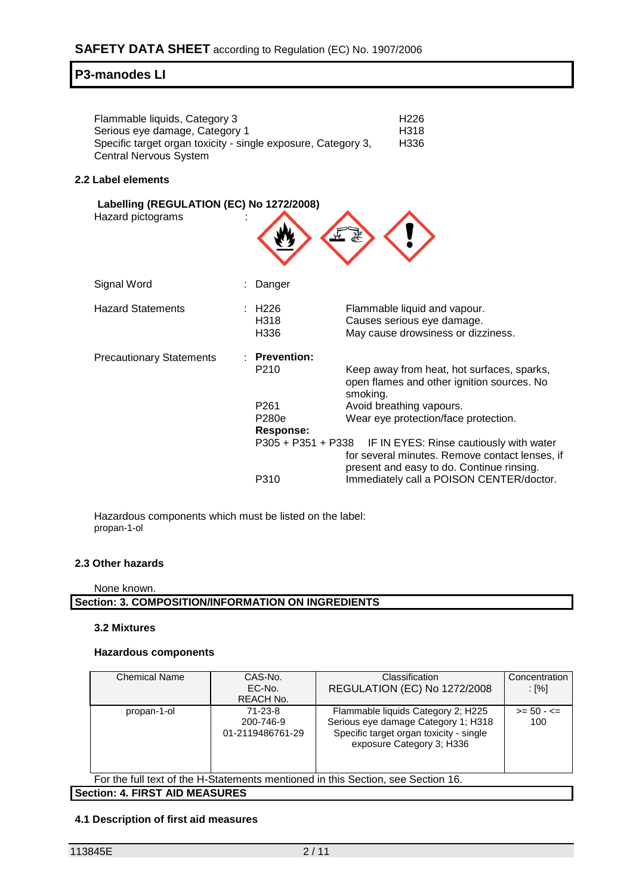# SAFETY DATA SHEET according to Regulation (EC) No. 1907/2006

## P3-manodes LI

| | |
|---|---|
| Flammable liquids, Category 3 | H226 |
| Serious eye damage, Category 1 | H318 |
| Specific target organ toxicity - single exposure, Category 3, Central Nervous System | H336 |

### 2.2 Label elements

**Labelling (REGULATION (EC) No 1272/2008)**

Hazard pictograms :

Signal Word : Danger

Hazard Statements :

| | |
|---|---|
| H226 | Flammable liquid and vapour. |
| H318 | Causes serious eye damage. |
| H336 | May cause drowsiness or dizziness. |

Precautionary Statements :

**Prevention:**

| | |
|---|---|
| P210 | Keep away from heat, hot surfaces, sparks, open flames and other ignition sources. No smoking. |
| P261 | Avoid breathing vapours. |
| P280e | Wear eye protection/face protection. |

**Response:**

| | |
|---|---|
| P305 + P351 + P338 | IF IN EYES: Rinse cautiously with water for several minutes. Remove contact lenses, if present and easy to do. Continue rinsing. |
| P310 | Immediately call a POISON CENTER/doctor. |

Hazardous components which must be listed on the label:
propan-1-ol

### 2.3 Other hazards

None known.

## Section: 3. COMPOSITION/INFORMATION ON INGREDIENTS

### 3.2 Mixtures

**Hazardous components**

| Chemical Name | CAS-No.<br>EC-No.<br>REACH No. | Classification<br>REGULATION (EC) No 1272/2008 | Concentration : [%] |
|---|---|---|---|
| propan-1-ol | 71-23-8<br>200-746-9<br>01-2119486761-29 | Flammable liquids Category 2; H225<br>Serious eye damage Category 1; H318<br>Specific target organ toxicity - single exposure Category 3; H336 | >= 50 - <= 100 |

For the full text of the H-Statements mentioned in this Section, see Section 16.

## Section: 4. FIRST AID MEASURES

### 4.1 Description of first aid measures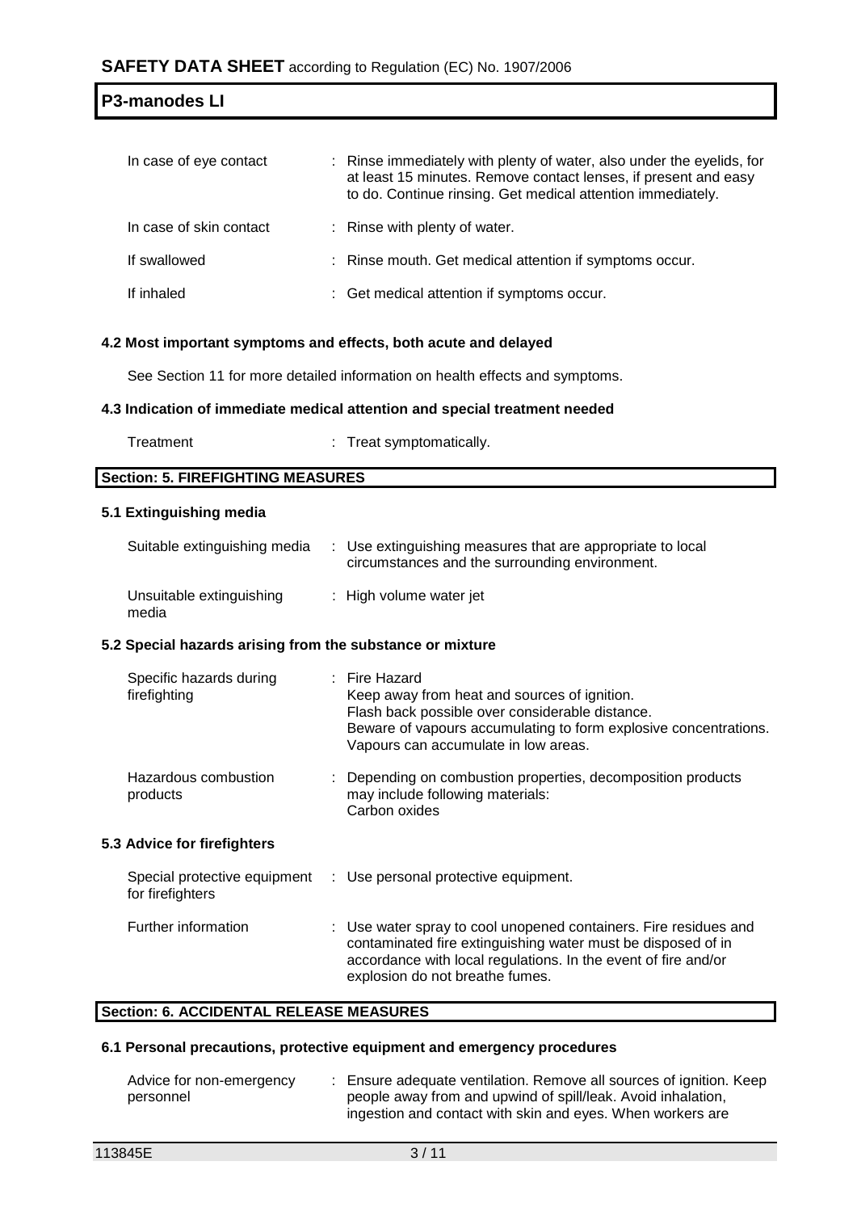| | |
|---|---|
| In case of eye contact | : Rinse immediately with plenty of water, also under the eyelids, for at least 15 minutes. Remove contact lenses, if present and easy to do. Continue rinsing. Get medical attention immediately. |
| In case of skin contact | : Rinse with plenty of water. |
| If swallowed | : Rinse mouth. Get medical attention if symptoms occur. |
| If inhaled | : Get medical attention if symptoms occur. |

### 4.2 Most important symptoms and effects, both acute and delayed

See Section 11 for more detailed information on health effects and symptoms.

### 4.3 Indication of immediate medical attention and special treatment needed

| | |
|---|---|
| Treatment | : Treat symptomatically. |

## Section: 5. FIREFIGHTING MEASURES

### 5.1 Extinguishing media

| | |
|---|---|
| Suitable extinguishing media | : Use extinguishing measures that are appropriate to local circumstances and the surrounding environment. |
| Unsuitable extinguishing media | : High volume water jet |

### 5.2 Special hazards arising from the substance or mixture

| | |
|---|---|
| Specific hazards during firefighting | : Fire Hazard<br>Keep away from heat and sources of ignition.<br>Flash back possible over considerable distance.<br>Beware of vapours accumulating to form explosive concentrations.<br>Vapours can accumulate in low areas. |
| Hazardous combustion products | : Depending on combustion properties, decomposition products may include following materials:<br>Carbon oxides |

### 5.3 Advice for firefighters

| | |
|---|---|
| Special protective equipment for firefighters | : Use personal protective equipment. |
| Further information | : Use water spray to cool unopened containers. Fire residues and contaminated fire extinguishing water must be disposed of in accordance with local regulations. In the event of fire and/or explosion do not breathe fumes. |

## Section: 6. ACCIDENTAL RELEASE MEASURES

### 6.1 Personal precautions, protective equipment and emergency procedures

| | |
|---|---|
| Advice for non-emergency personnel | : Ensure adequate ventilation. Remove all sources of ignition. Keep people away from and upwind of spill/leak. Avoid inhalation, ingestion and contact with skin and eyes. When workers are |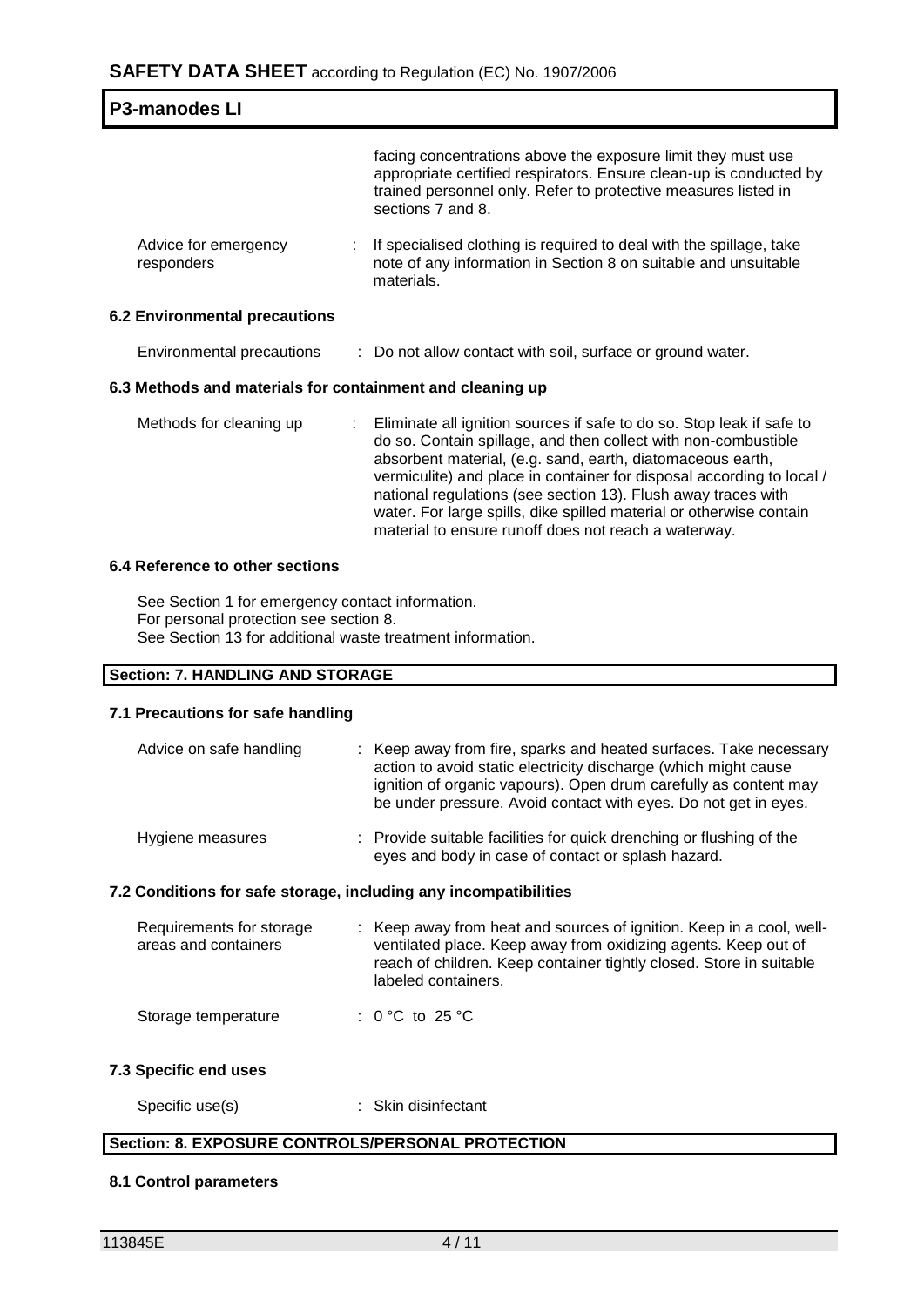facing concentrations above the exposure limit they must use appropriate certified respirators. Ensure clean-up is conducted by trained personnel only. Refer to protective measures listed in sections 7 and 8.

| | |
|---|---|
| Advice for emergency responders | : If specialised clothing is required to deal with the spillage, take note of any information in Section 8 on suitable and unsuitable materials. |

### 6.2 Environmental precautions

| | |
|---|---|
| Environmental precautions | : Do not allow contact with soil, surface or ground water. |

### 6.3 Methods and materials for containment and cleaning up

| | |
|---|---|
| Methods for cleaning up | : Eliminate all ignition sources if safe to do so. Stop leak if safe to do so. Contain spillage, and then collect with non-combustible absorbent material, (e.g. sand, earth, diatomaceous earth, vermiculite) and place in container for disposal according to local / national regulations (see section 13). Flush away traces with water. For large spills, dike spilled material or otherwise contain material to ensure runoff does not reach a waterway. |

### 6.4 Reference to other sections

See Section 1 for emergency contact information.
For personal protection see section 8.
See Section 13 for additional waste treatment information.

## Section: 7. HANDLING AND STORAGE

### 7.1 Precautions for safe handling

| | |
|---|---|
| Advice on safe handling | : Keep away from fire, sparks and heated surfaces. Take necessary action to avoid static electricity discharge (which might cause ignition of organic vapours). Open drum carefully as content may be under pressure. Avoid contact with eyes. Do not get in eyes. |
| Hygiene measures | : Provide suitable facilities for quick drenching or flushing of the eyes and body in case of contact or splash hazard. |

### 7.2 Conditions for safe storage, including any incompatibilities

| | |
|---|---|
| Requirements for storage areas and containers | : Keep away from heat and sources of ignition. Keep in a cool, well-ventilated place. Keep away from oxidizing agents. Keep out of reach of children. Keep container tightly closed. Store in suitable labeled containers. |
| Storage temperature | : 0 °C to 25 °C |

### 7.3 Specific end uses

| | |
|---|---|
| Specific use(s) | : Skin disinfectant |

## Section: 8. EXPOSURE CONTROLS/PERSONAL PROTECTION

### 8.1 Control parameters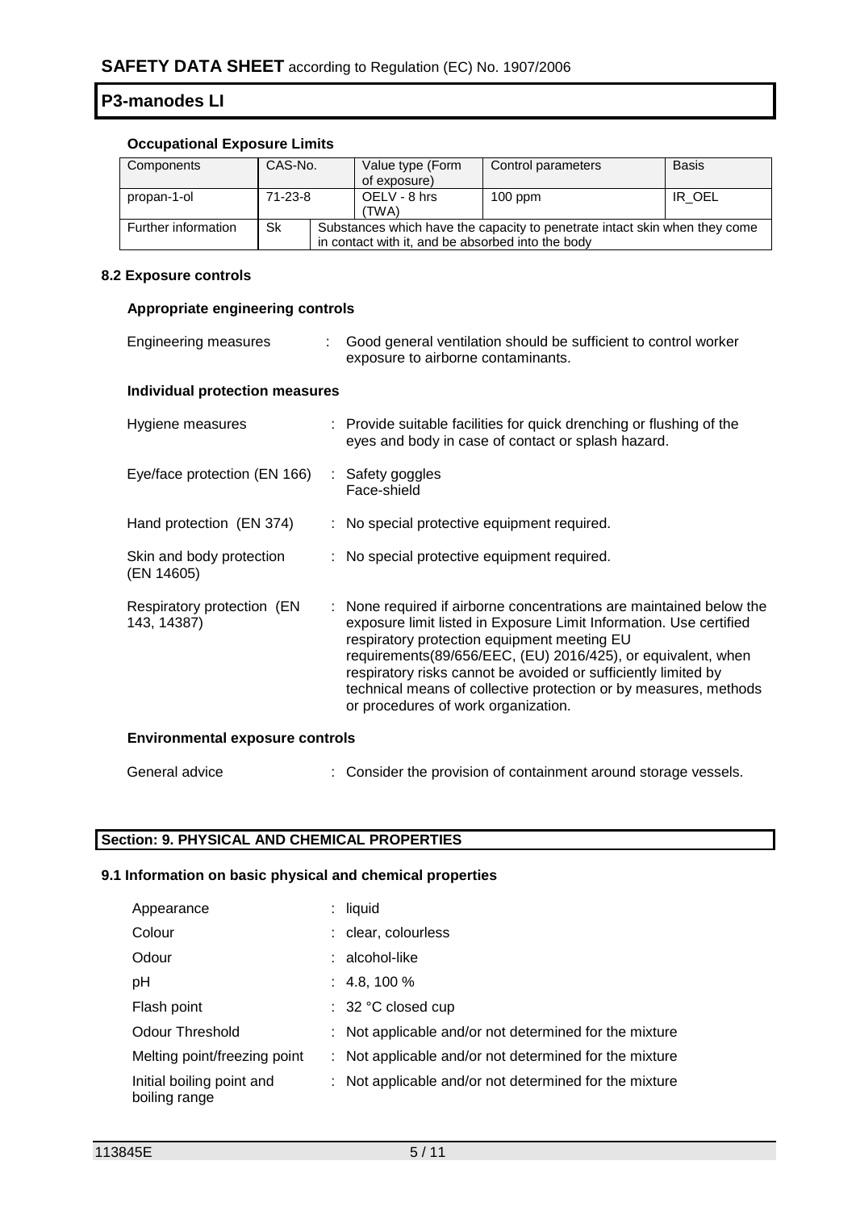#### Occupational Exposure Limits

| Components | CAS-No. | Value type (Form of exposure) | Control parameters | Basis |
|---|---|---|---|---|
| propan-1-ol | 71-23-8 | OELV - 8 hrs (TWA) | 100 ppm | IR_OEL |
| Further information | Sk | Substances which have the capacity to penetrate intact skin when they come in contact with it, and be absorbed into the body | | |

### 8.2 Exposure controls

#### Appropriate engineering controls

Engineering measures : Good general ventilation should be sufficient to control worker exposure to airborne contaminants.

#### Individual protection measures

Hygiene measures : Provide suitable facilities for quick drenching or flushing of the eyes and body in case of contact or splash hazard.

Eye/face protection (EN 166) : Safety goggles
Face-shield

Hand protection (EN 374) : No special protective equipment required.

Skin and body protection (EN 14605) : No special protective equipment required.

Respiratory protection (EN 143, 14387) : None required if airborne concentrations are maintained below the exposure limit listed in Exposure Limit Information. Use certified respiratory protection equipment meeting EU requirements(89/656/EEC, (EU) 2016/425), or equivalent, when respiratory risks cannot be avoided or sufficiently limited by technical means of collective protection or by measures, methods or procedures of work organization.

#### Environmental exposure controls

General advice : Consider the provision of containment around storage vessels.

## Section: 9. PHYSICAL AND CHEMICAL PROPERTIES

### 9.1 Information on basic physical and chemical properties

Appearance : liquid

Colour : clear, colourless

Odour : alcohol-like

pH : 4.8, 100 %

Flash point : 32 °C closed cup

Odour Threshold : Not applicable and/or not determined for the mixture

Melting point/freezing point : Not applicable and/or not determined for the mixture

Initial boiling point and boiling range : Not applicable and/or not determined for the mixture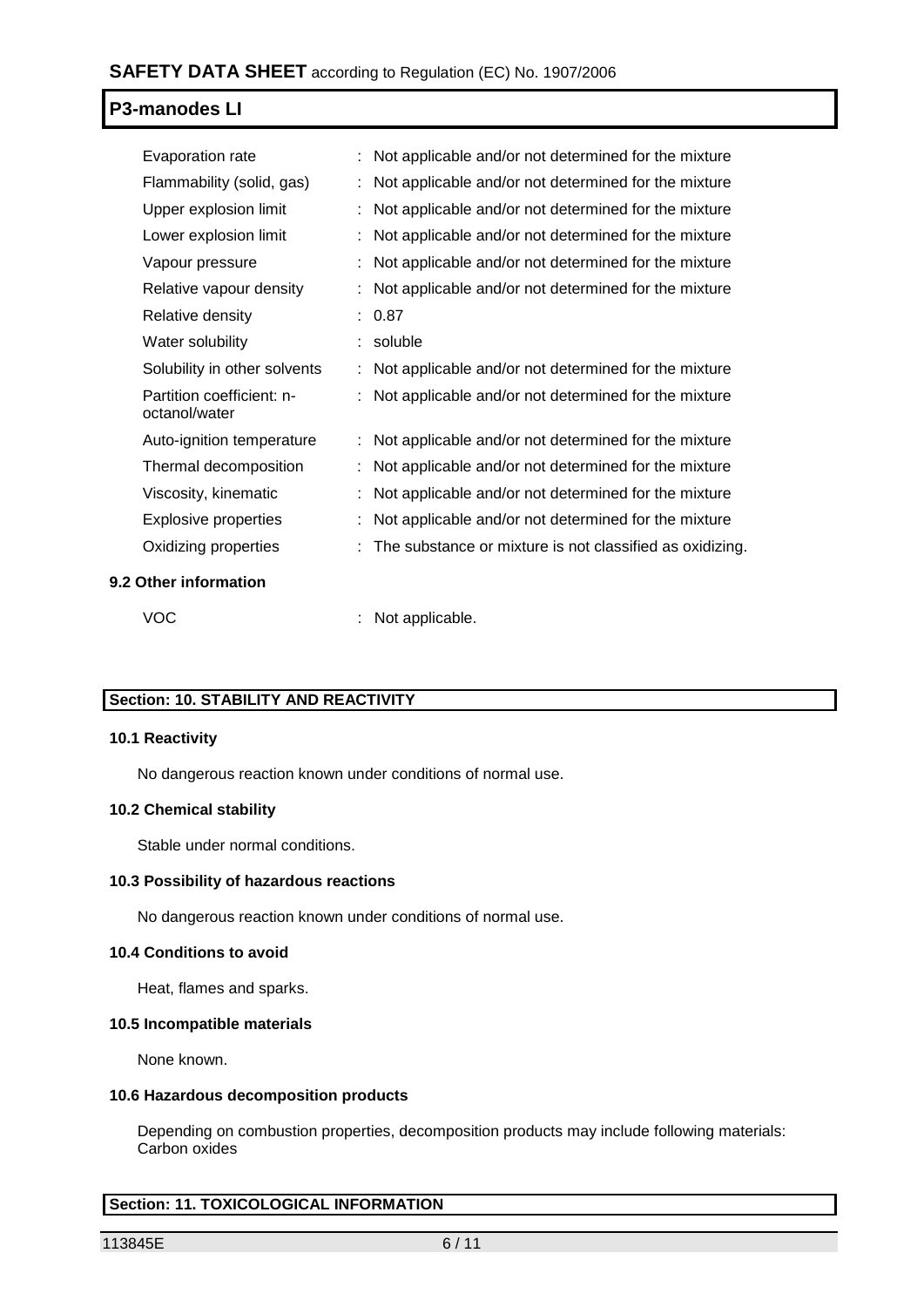| | |
|---|---|
| Evaporation rate | : Not applicable and/or not determined for the mixture |
| Flammability (solid, gas) | : Not applicable and/or not determined for the mixture |
| Upper explosion limit | : Not applicable and/or not determined for the mixture |
| Lower explosion limit | : Not applicable and/or not determined for the mixture |
| Vapour pressure | : Not applicable and/or not determined for the mixture |
| Relative vapour density | : Not applicable and/or not determined for the mixture |
| Relative density | : 0.87 |
| Water solubility | : soluble |
| Solubility in other solvents | : Not applicable and/or not determined for the mixture |
| Partition coefficient: n-octanol/water | : Not applicable and/or not determined for the mixture |
| Auto-ignition temperature | : Not applicable and/or not determined for the mixture |
| Thermal decomposition | : Not applicable and/or not determined for the mixture |
| Viscosity, kinematic | : Not applicable and/or not determined for the mixture |
| Explosive properties | : Not applicable and/or not determined for the mixture |
| Oxidizing properties | : The substance or mixture is not classified as oxidizing. |

### 9.2 Other information

| | |
|---|---|
| VOC | : Not applicable. |

## Section: 10. STABILITY AND REACTIVITY

### 10.1 Reactivity

No dangerous reaction known under conditions of normal use.

### 10.2 Chemical stability

Stable under normal conditions.

### 10.3 Possibility of hazardous reactions

No dangerous reaction known under conditions of normal use.

### 10.4 Conditions to avoid

Heat, flames and sparks.

### 10.5 Incompatible materials

None known.

### 10.6 Hazardous decomposition products

Depending on combustion properties, decomposition products may include following materials:
Carbon oxides

## Section: 11. TOXICOLOGICAL INFORMATION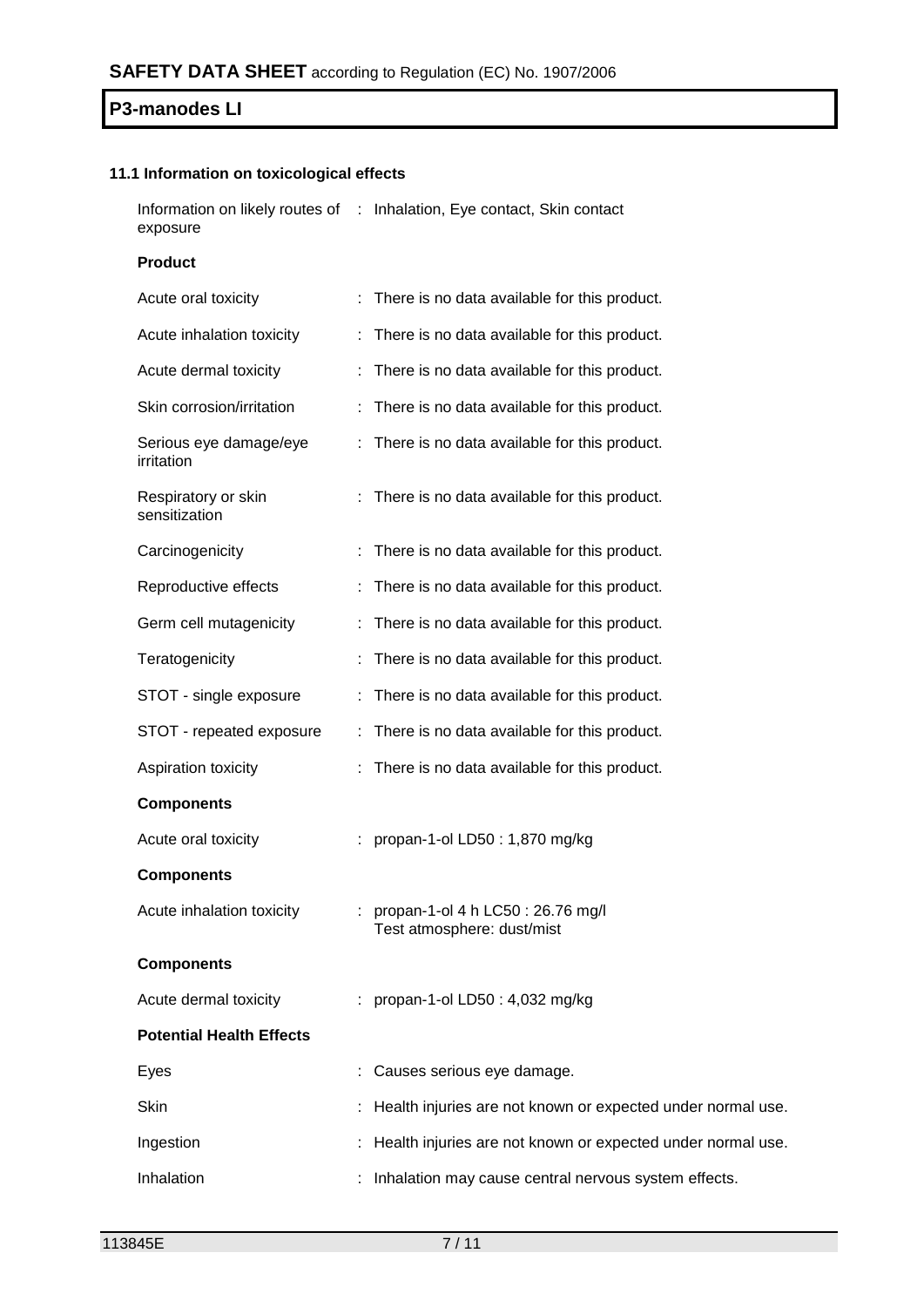### 11.1 Information on toxicological effects

| | |
|---|---|
| Information on likely routes of exposure | : Inhalation, Eye contact, Skin contact |

**Product**

| | |
|---|---|
| Acute oral toxicity | : There is no data available for this product. |
| Acute inhalation toxicity | : There is no data available for this product. |
| Acute dermal toxicity | : There is no data available for this product. |
| Skin corrosion/irritation | : There is no data available for this product. |
| Serious eye damage/eye irritation | : There is no data available for this product. |
| Respiratory or skin sensitization | : There is no data available for this product. |
| Carcinogenicity | : There is no data available for this product. |
| Reproductive effects | : There is no data available for this product. |
| Germ cell mutagenicity | : There is no data available for this product. |
| Teratogenicity | : There is no data available for this product. |
| STOT - single exposure | : There is no data available for this product. |
| STOT - repeated exposure | : There is no data available for this product. |
| Aspiration toxicity | : There is no data available for this product. |

**Components**

| | |
|---|---|
| Acute oral toxicity | : propan-1-ol LD50 : 1,870 mg/kg |

**Components**

| | |
|---|---|
| Acute inhalation toxicity | : propan-1-ol 4 h LC50 : 26.76 mg/l<br>Test atmosphere: dust/mist |

**Components**

| | |
|---|---|
| Acute dermal toxicity | : propan-1-ol LD50 : 4,032 mg/kg |

**Potential Health Effects**

| | |
|---|---|
| Eyes | : Causes serious eye damage. |
| Skin | : Health injuries are not known or expected under normal use. |
| Ingestion | : Health injuries are not known or expected under normal use. |
| Inhalation | : Inhalation may cause central nervous system effects. |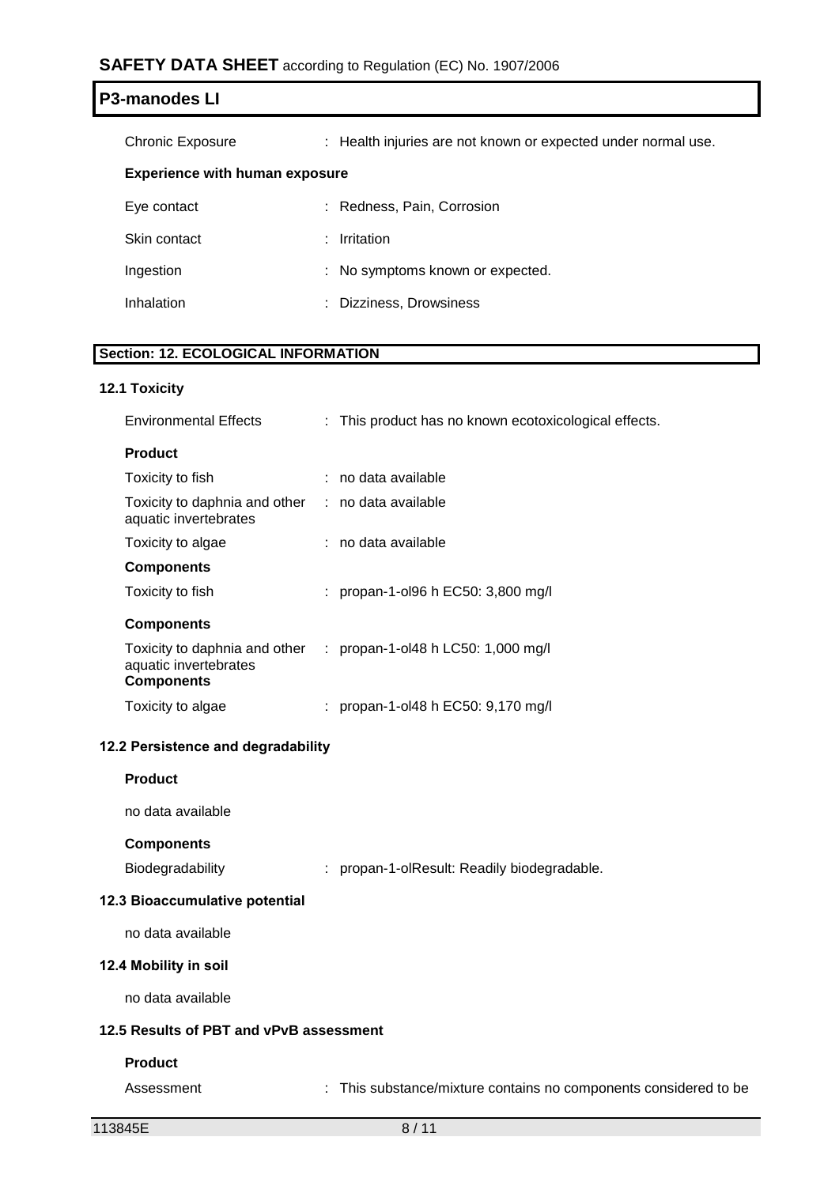| | |
|---|---|
| Chronic Exposure | : Health injuries are not known or expected under normal use. |

**Experience with human exposure**

| | |
|---|---|
| Eye contact | : Redness, Pain, Corrosion |
| Skin contact | : Irritation |
| Ingestion | : No symptoms known or expected. |
| Inhalation | : Dizziness, Drowsiness |

## Section: 12. ECOLOGICAL INFORMATION

### 12.1 Toxicity

| | |
|---|---|
| Environmental Effects | : This product has no known ecotoxicological effects. |

**Product**

| | |
|---|---|
| Toxicity to fish | : no data available |
| Toxicity to daphnia and other aquatic invertebrates | : no data available |
| Toxicity to algae | : no data available |

**Components**

| | |
|---|---|
| Toxicity to fish | : propan-1-ol96 h EC50: 3,800 mg/l |

**Components**

| | |
|---|---|
| Toxicity to daphnia and other aquatic invertebrates | : propan-1-ol48 h LC50: 1,000 mg/l |

**Components**

| | |
|---|---|
| Toxicity to algae | : propan-1-ol48 h EC50: 9,170 mg/l |

### 12.2 Persistence and degradability

**Product**

no data available

**Components**

| | |
|---|---|
| Biodegradability | : propan-1-olResult: Readily biodegradable. |

### 12.3 Bioaccumulative potential

no data available

### 12.4 Mobility in soil

no data available

### 12.5 Results of PBT and vPvB assessment

**Product**

| | |
|---|---|
| Assessment | : This substance/mixture contains no components considered to be |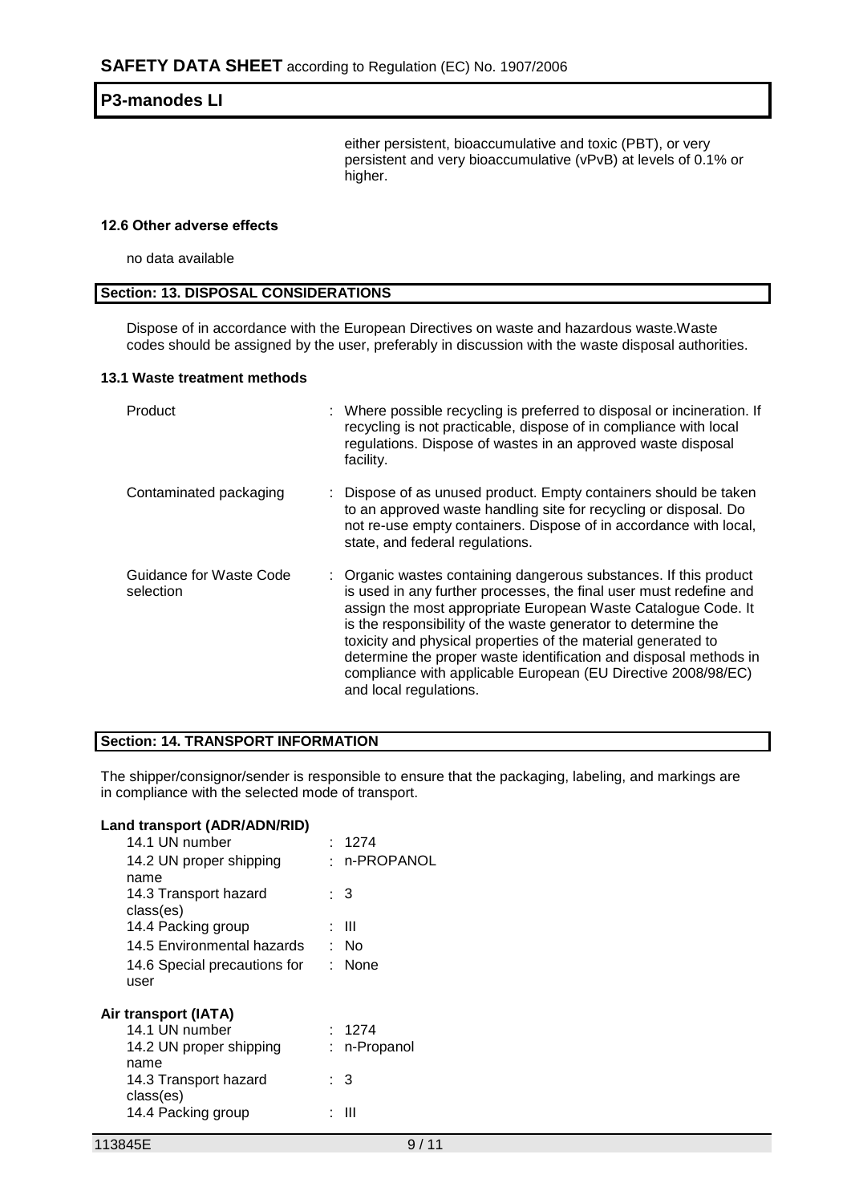either persistent, bioaccumulative and toxic (PBT), or very persistent and very bioaccumulative (vPvB) at levels of 0.1% or higher.

### 12.6 Other adverse effects

no data available

## Section: 13. DISPOSAL CONSIDERATIONS

Dispose of in accordance with the European Directives on waste and hazardous waste.Waste codes should be assigned by the user, preferably in discussion with the waste disposal authorities.

### 13.1 Waste treatment methods

| | |
|---|---|
| Product | : Where possible recycling is preferred to disposal or incineration. If recycling is not practicable, dispose of in compliance with local regulations. Dispose of wastes in an approved waste disposal facility. |
| Contaminated packaging | : Dispose of as unused product. Empty containers should be taken to an approved waste handling site for recycling or disposal. Do not re-use empty containers. Dispose of in accordance with local, state, and federal regulations. |
| Guidance for Waste Code selection | : Organic wastes containing dangerous substances. If this product is used in any further processes, the final user must redefine and assign the most appropriate European Waste Catalogue Code. It is the responsibility of the waste generator to determine the toxicity and physical properties of the material generated to determine the proper waste identification and disposal methods in compliance with applicable European (EU Directive 2008/98/EC) and local regulations. |

## Section: 14. TRANSPORT INFORMATION

The shipper/consignor/sender is responsible to ensure that the packaging, labeling, and markings are in compliance with the selected mode of transport.

**Land transport (ADR/ADN/RID)**

| | |
|---|---|
| 14.1 UN number | : 1274 |
| 14.2 UN proper shipping name | : n-PROPANOL |
| 14.3 Transport hazard class(es) | : 3 |
| 14.4 Packing group | : III |
| 14.5 Environmental hazards | : No |
| 14.6 Special precautions for user | : None |

**Air transport (IATA)**

| | |
|---|---|
| 14.1 UN number | : 1274 |
| 14.2 UN proper shipping name | : n-Propanol |
| 14.3 Transport hazard class(es) | : 3 |
| 14.4 Packing group | : III |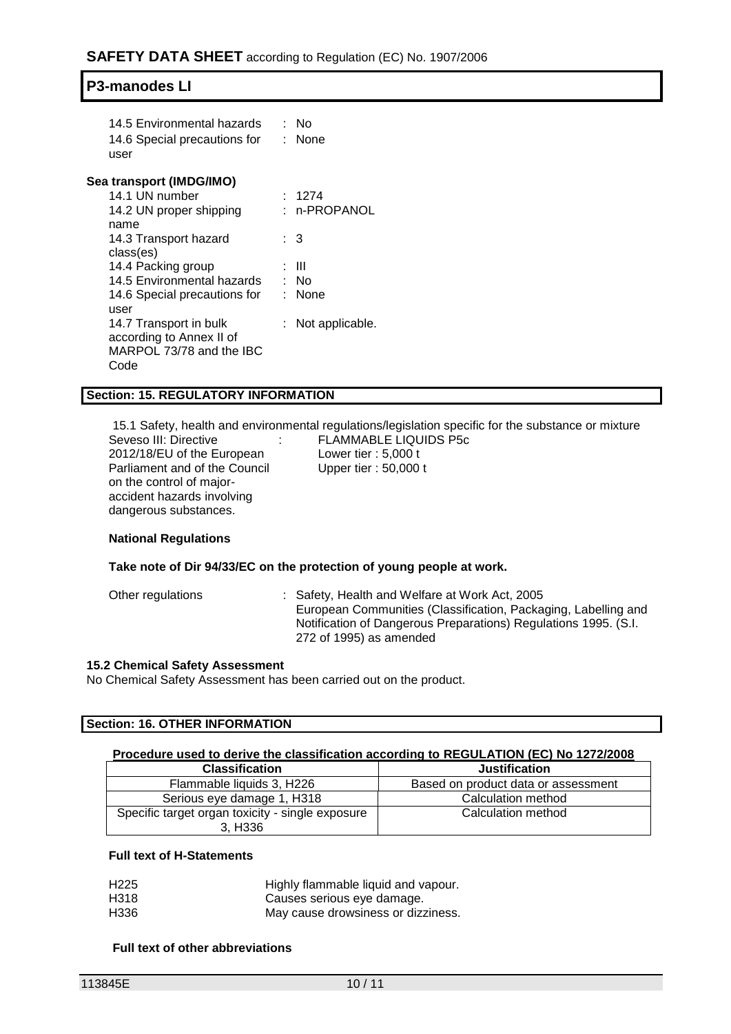| | |
|---|---|
| 14.5 Environmental hazards | : No |
| 14.6 Special precautions for user | : None |

**Sea transport (IMDG/IMO)**

| | |
|---|---|
| 14.1 UN number | : 1274 |
| 14.2 UN proper shipping name | : n-PROPANOL |
| 14.3 Transport hazard class(es) | : 3 |
| 14.4 Packing group | : III |
| 14.5 Environmental hazards | : No |
| 14.6 Special precautions for user | : None |
| 14.7 Transport in bulk according to Annex II of MARPOL 73/78 and the IBC Code | : Not applicable. |

## Section: 15. REGULATORY INFORMATION

15.1 Safety, health and environmental regulations/legislation specific for the substance or mixture

| | |
|---|---|
| Seveso III: Directive 2012/18/EU of the European Parliament and of the Council on the control of major-accident hazards involving dangerous substances. | : FLAMMABLE LIQUIDS P5c<br>Lower tier : 5,000 t<br>Upper tier : 50,000 t |

**National Regulations**

**Take note of Dir 94/33/EC on the protection of young people at work.**

| | |
|---|---|
| Other regulations | : Safety, Health and Welfare at Work Act, 2005<br>European Communities (Classification, Packaging, Labelling and Notification of Dangerous Preparations) Regulations 1995. (S.I. 272 of 1995) as amended |

**15.2 Chemical Safety Assessment**

No Chemical Safety Assessment has been carried out on the product.

## Section: 16. OTHER INFORMATION

**Procedure used to derive the classification according to REGULATION (EC) No 1272/2008**

| Classification | Justification |
|---|---|
| Flammable liquids 3, H226 | Based on product data or assessment |
| Serious eye damage 1, H318 | Calculation method |
| Specific target organ toxicity - single exposure 3, H336 | Calculation method |

**Full text of H-Statements**

| | |
|---|---|
| H225 | Highly flammable liquid and vapour. |
| H318 | Causes serious eye damage. |
| H336 | May cause drowsiness or dizziness. |

**Full text of other abbreviations**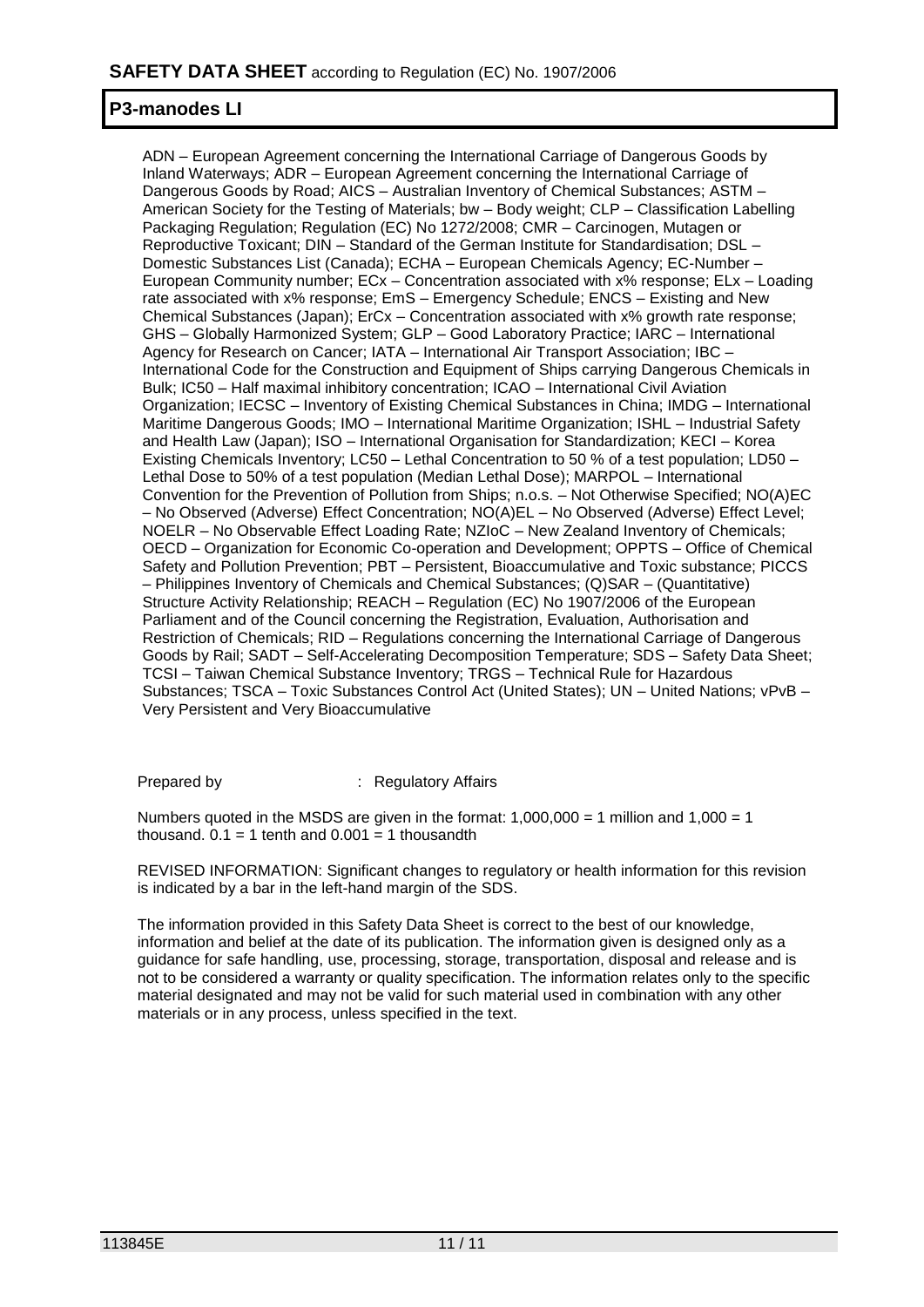ADN – European Agreement concerning the International Carriage of Dangerous Goods by Inland Waterways; ADR – European Agreement concerning the International Carriage of Dangerous Goods by Road; AICS – Australian Inventory of Chemical Substances; ASTM – American Society for the Testing of Materials; bw – Body weight; CLP – Classification Labelling Packaging Regulation; Regulation (EC) No 1272/2008; CMR – Carcinogen, Mutagen or Reproductive Toxicant; DIN – Standard of the German Institute for Standardisation; DSL – Domestic Substances List (Canada); ECHA – European Chemicals Agency; EC-Number – European Community number; ECx – Concentration associated with x% response; ELx – Loading rate associated with x% response; EmS – Emergency Schedule; ENCS – Existing and New Chemical Substances (Japan); ErCx – Concentration associated with x% growth rate response; GHS – Globally Harmonized System; GLP – Good Laboratory Practice; IARC – International Agency for Research on Cancer; IATA – International Air Transport Association; IBC – International Code for the Construction and Equipment of Ships carrying Dangerous Chemicals in Bulk; IC50 – Half maximal inhibitory concentration; ICAO – International Civil Aviation Organization; IECSC – Inventory of Existing Chemical Substances in China; IMDG – International Maritime Dangerous Goods; IMO – International Maritime Organization; ISHL – Industrial Safety and Health Law (Japan); ISO – International Organisation for Standardization; KECI – Korea Existing Chemicals Inventory; LC50 – Lethal Concentration to 50 % of a test population; LD50 – Lethal Dose to 50% of a test population (Median Lethal Dose); MARPOL – International Convention for the Prevention of Pollution from Ships; n.o.s. – Not Otherwise Specified; NO(A)EC – No Observed (Adverse) Effect Concentration; NO(A)EL – No Observed (Adverse) Effect Level; NOELR – No Observable Effect Loading Rate; NZIoC – New Zealand Inventory of Chemicals; OECD – Organization for Economic Co-operation and Development; OPPTS – Office of Chemical Safety and Pollution Prevention; PBT – Persistent, Bioaccumulative and Toxic substance; PICCS – Philippines Inventory of Chemicals and Chemical Substances; (Q)SAR – (Quantitative) Structure Activity Relationship; REACH – Regulation (EC) No 1907/2006 of the European Parliament and of the Council concerning the Registration, Evaluation, Authorisation and Restriction of Chemicals; RID – Regulations concerning the International Carriage of Dangerous Goods by Rail; SADT – Self-Accelerating Decomposition Temperature; SDS – Safety Data Sheet; TCSI – Taiwan Chemical Substance Inventory; TRGS – Technical Rule for Hazardous Substances; TSCA – Toxic Substances Control Act (United States); UN – United Nations; vPvB – Very Persistent and Very Bioaccumulative

Prepared by : Regulatory Affairs

Numbers quoted in the MSDS are given in the format: 1,000,000 = 1 million and 1,000 = 1 thousand. 0.1 = 1 tenth and 0.001 = 1 thousandth

REVISED INFORMATION: Significant changes to regulatory or health information for this revision is indicated by a bar in the left-hand margin of the SDS.

The information provided in this Safety Data Sheet is correct to the best of our knowledge, information and belief at the date of its publication. The information given is designed only as a guidance for safe handling, use, processing, storage, transportation, disposal and release and is not to be considered a warranty or quality specification. The information relates only to the specific material designated and may not be valid for such material used in combination with any other materials or in any process, unless specified in the text.